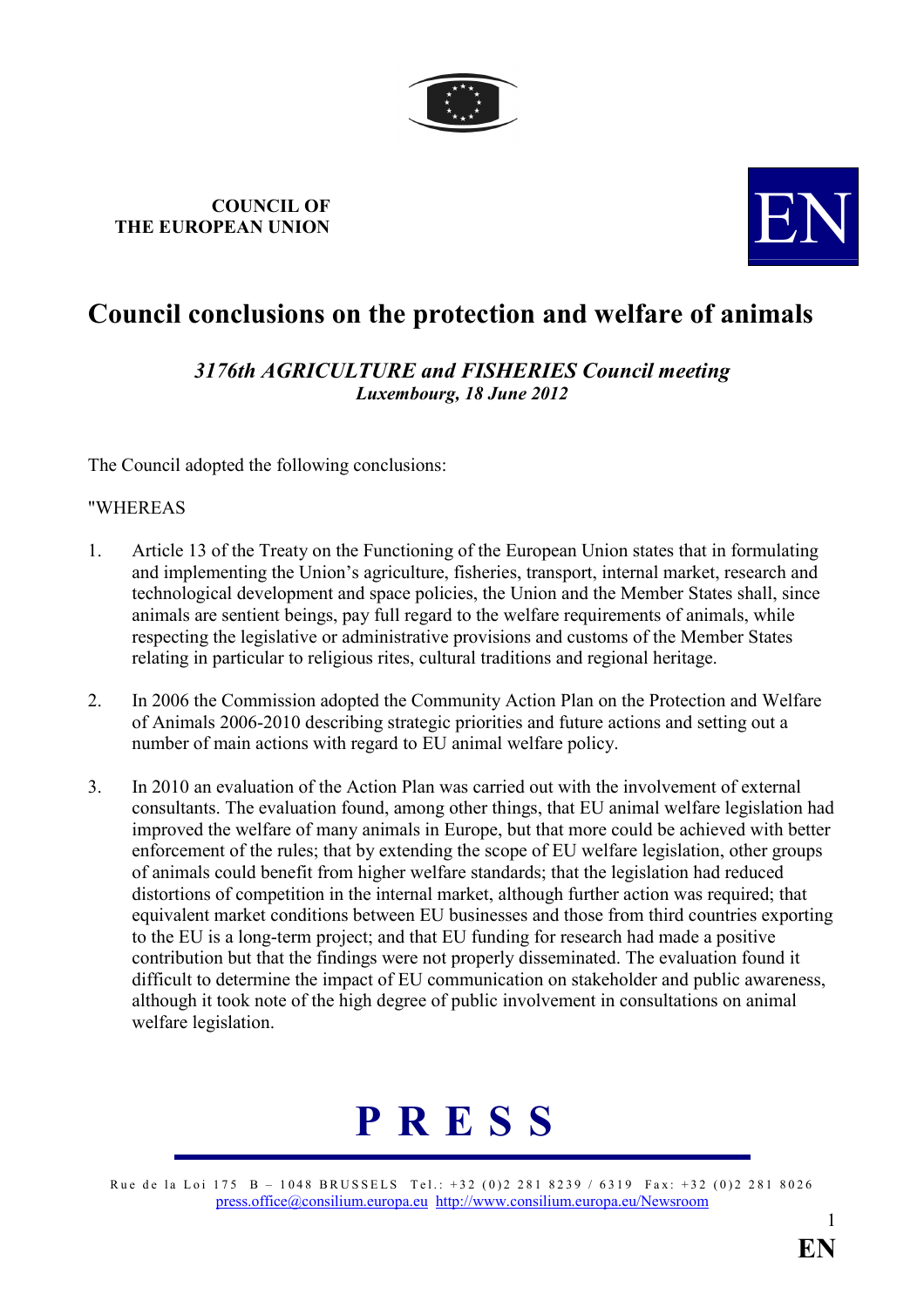**COUNCIL OF THE EUROPEAN UNION**

# Council conclusions on the protection and welfare of animals

***3176th AGRICULTURE and FISHERIES Council meeting***
***Luxembourg, 18 June 2012***

The Council adopted the following conclusions:

"WHEREAS

1. Article 13 of the Treaty on the Functioning of the European Union states that in formulating and implementing the Union's agriculture, fisheries, transport, internal market, research and technological development and space policies, the Union and the Member States shall, since animals are sentient beings, pay full regard to the welfare requirements of animals, while respecting the legislative or administrative provisions and customs of the Member States relating in particular to religious rites, cultural traditions and regional heritage.

2. In 2006 the Commission adopted the Community Action Plan on the Protection and Welfare of Animals 2006-2010 describing strategic priorities and future actions and setting out a number of main actions with regard to EU animal welfare policy.

3. In 2010 an evaluation of the Action Plan was carried out with the involvement of external consultants. The evaluation found, among other things, that EU animal welfare legislation had improved the welfare of many animals in Europe, but that more could be achieved with better enforcement of the rules; that by extending the scope of EU welfare legislation, other groups of animals could benefit from higher welfare standards; that the legislation had reduced distortions of competition in the internal market, although further action was required; that equivalent market conditions between EU businesses and those from third countries exporting to the EU is a long-term project; and that EU funding for research had made a positive contribution but that the findings were not properly disseminated. The evaluation found it difficult to determine the impact of EU communication on stakeholder and public awareness, although it took note of the high degree of public involvement in consultations on animal welfare legislation.

**P R E S S**

Rue de la Loi 175 B – 1048 BRUSSELS Tel.: +32 (0)2 281 8239 / 6319 Fax: +32 (0)2 281 8026
press.office@consilium.europa.eu http://www.consilium.europa.eu/Newsroom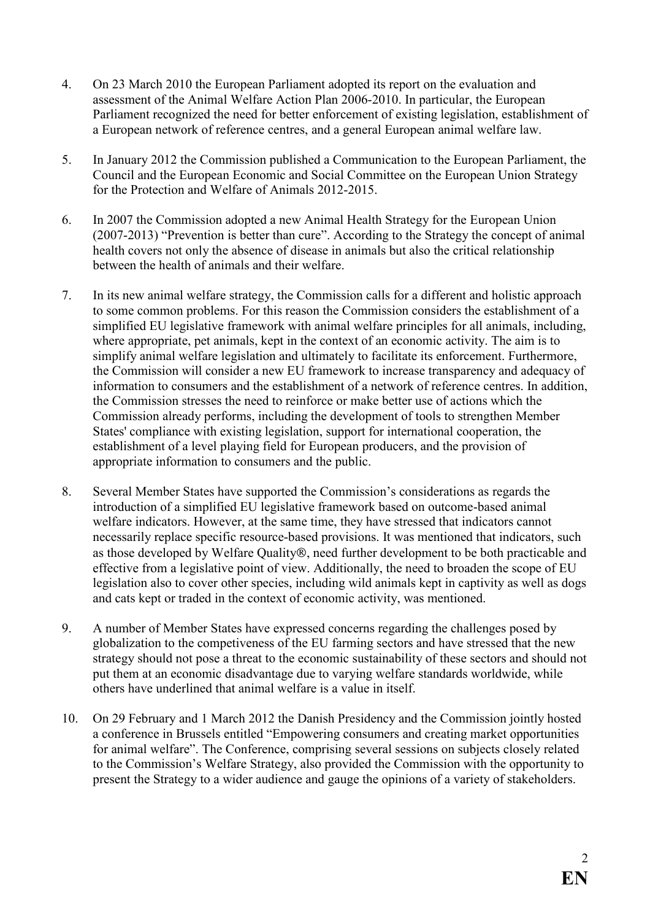4. On 23 March 2010 the European Parliament adopted its report on the evaluation and assessment of the Animal Welfare Action Plan 2006-2010. In particular, the European Parliament recognized the need for better enforcement of existing legislation, establishment of a European network of reference centres, and a general European animal welfare law.

5. In January 2012 the Commission published a Communication to the European Parliament, the Council and the European Economic and Social Committee on the European Union Strategy for the Protection and Welfare of Animals 2012-2015.

6. In 2007 the Commission adopted a new Animal Health Strategy for the European Union (2007-2013) "Prevention is better than cure". According to the Strategy the concept of animal health covers not only the absence of disease in animals but also the critical relationship between the health of animals and their welfare.

7. In its new animal welfare strategy, the Commission calls for a different and holistic approach to some common problems. For this reason the Commission considers the establishment of a simplified EU legislative framework with animal welfare principles for all animals, including, where appropriate, pet animals, kept in the context of an economic activity. The aim is to simplify animal welfare legislation and ultimately to facilitate its enforcement. Furthermore, the Commission will consider a new EU framework to increase transparency and adequacy of information to consumers and the establishment of a network of reference centres. In addition, the Commission stresses the need to reinforce or make better use of actions which the Commission already performs, including the development of tools to strengthen Member States' compliance with existing legislation, support for international cooperation, the establishment of a level playing field for European producers, and the provision of appropriate information to consumers and the public.

8. Several Member States have supported the Commission's considerations as regards the introduction of a simplified EU legislative framework based on outcome-based animal welfare indicators. However, at the same time, they have stressed that indicators cannot necessarily replace specific resource-based provisions. It was mentioned that indicators, such as those developed by Welfare Quality®, need further development to be both practicable and effective from a legislative point of view. Additionally, the need to broaden the scope of EU legislation also to cover other species, including wild animals kept in captivity as well as dogs and cats kept or traded in the context of economic activity, was mentioned.

9. A number of Member States have expressed concerns regarding the challenges posed by globalization to the competiveness of the EU farming sectors and have stressed that the new strategy should not pose a threat to the economic sustainability of these sectors and should not put them at an economic disadvantage due to varying welfare standards worldwide, while others have underlined that animal welfare is a value in itself.

10. On 29 February and 1 March 2012 the Danish Presidency and the Commission jointly hosted a conference in Brussels entitled "Empowering consumers and creating market opportunities for animal welfare". The Conference, comprising several sessions on subjects closely related to the Commission's Welfare Strategy, also provided the Commission with the opportunity to present the Strategy to a wider audience and gauge the opinions of a variety of stakeholders.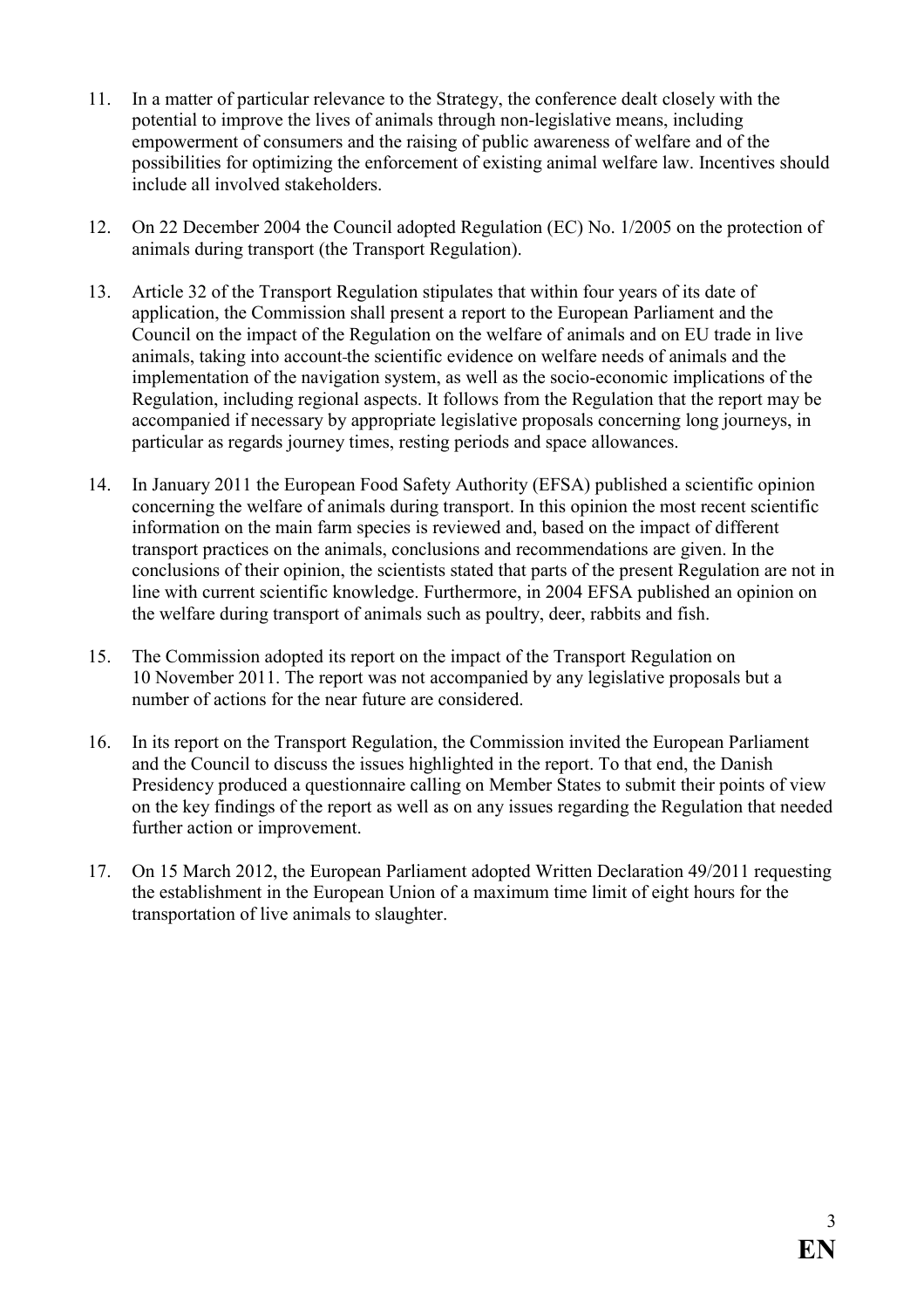11. In a matter of particular relevance to the Strategy, the conference dealt closely with the potential to improve the lives of animals through non-legislative means, including empowerment of consumers and the raising of public awareness of welfare and of the possibilities for optimizing the enforcement of existing animal welfare law. Incentives should include all involved stakeholders.

12. On 22 December 2004 the Council adopted Regulation (EC) No. 1/2005 on the protection of animals during transport (the Transport Regulation).

13. Article 32 of the Transport Regulation stipulates that within four years of its date of application, the Commission shall present a report to the European Parliament and the Council on the impact of the Regulation on the welfare of animals and on EU trade in live animals, taking into account the scientific evidence on welfare needs of animals and the implementation of the navigation system, as well as the socio-economic implications of the Regulation, including regional aspects. It follows from the Regulation that the report may be accompanied if necessary by appropriate legislative proposals concerning long journeys, in particular as regards journey times, resting periods and space allowances.

14. In January 2011 the European Food Safety Authority (EFSA) published a scientific opinion concerning the welfare of animals during transport. In this opinion the most recent scientific information on the main farm species is reviewed and, based on the impact of different transport practices on the animals, conclusions and recommendations are given. In the conclusions of their opinion, the scientists stated that parts of the present Regulation are not in line with current scientific knowledge. Furthermore, in 2004 EFSA published an opinion on the welfare during transport of animals such as poultry, deer, rabbits and fish.

15. The Commission adopted its report on the impact of the Transport Regulation on 10 November 2011. The report was not accompanied by any legislative proposals but a number of actions for the near future are considered.

16. In its report on the Transport Regulation, the Commission invited the European Parliament and the Council to discuss the issues highlighted in the report. To that end, the Danish Presidency produced a questionnaire calling on Member States to submit their points of view on the key findings of the report as well as on any issues regarding the Regulation that needed further action or improvement.

17. On 15 March 2012, the European Parliament adopted Written Declaration 49/2011 requesting the establishment in the European Union of a maximum time limit of eight hours for the transportation of live animals to slaughter.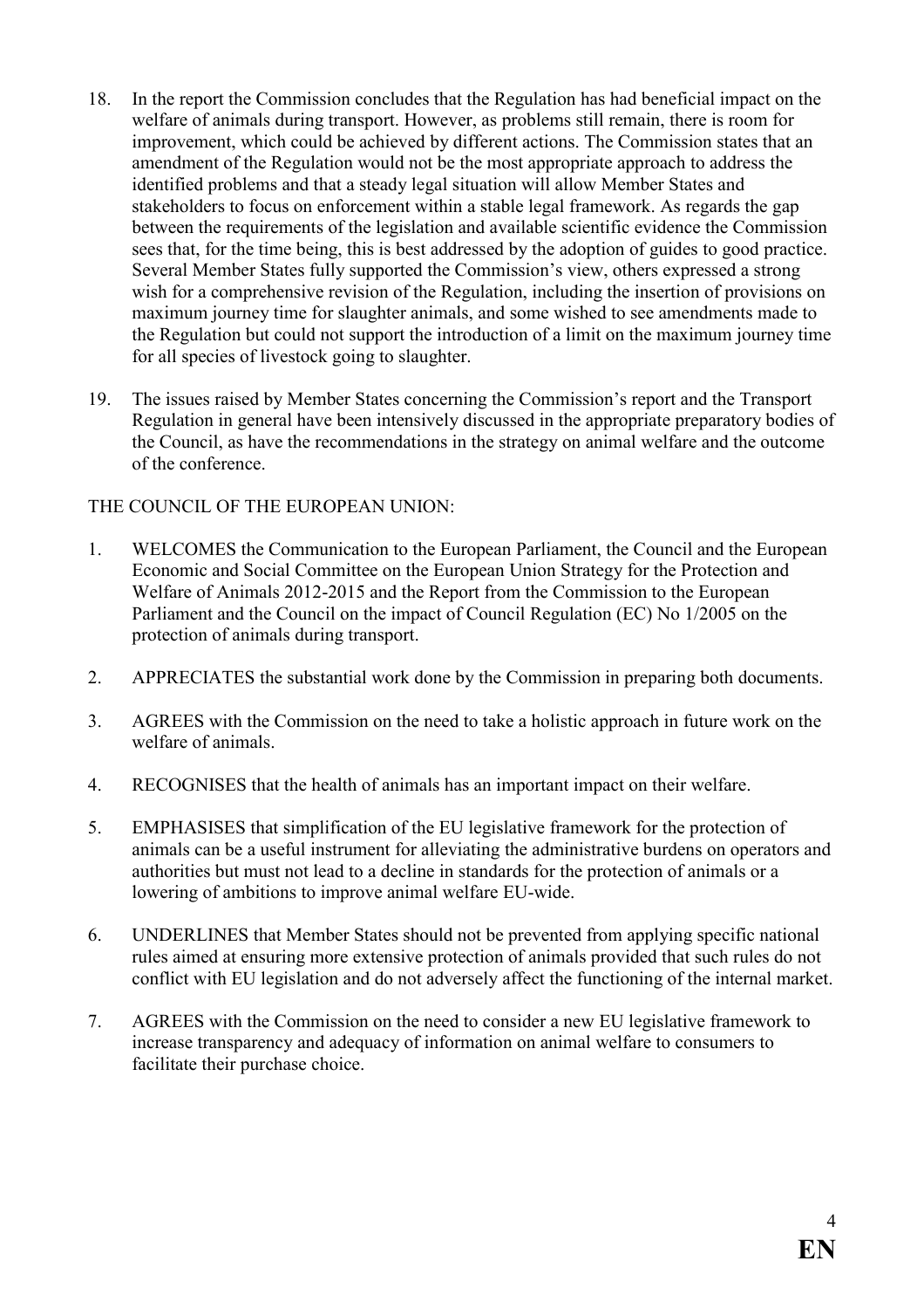18. In the report the Commission concludes that the Regulation has had beneficial impact on the welfare of animals during transport. However, as problems still remain, there is room for improvement, which could be achieved by different actions. The Commission states that an amendment of the Regulation would not be the most appropriate approach to address the identified problems and that a steady legal situation will allow Member States and stakeholders to focus on enforcement within a stable legal framework. As regards the gap between the requirements of the legislation and available scientific evidence the Commission sees that, for the time being, this is best addressed by the adoption of guides to good practice. Several Member States fully supported the Commission's view, others expressed a strong wish for a comprehensive revision of the Regulation, including the insertion of provisions on maximum journey time for slaughter animals, and some wished to see amendments made to the Regulation but could not support the introduction of a limit on the maximum journey time for all species of livestock going to slaughter.

19. The issues raised by Member States concerning the Commission's report and the Transport Regulation in general have been intensively discussed in the appropriate preparatory bodies of the Council, as have the recommendations in the strategy on animal welfare and the outcome of the conference.

THE COUNCIL OF THE EUROPEAN UNION:

1. WELCOMES the Communication to the European Parliament, the Council and the European Economic and Social Committee on the European Union Strategy for the Protection and Welfare of Animals 2012-2015 and the Report from the Commission to the European Parliament and the Council on the impact of Council Regulation (EC) No 1/2005 on the protection of animals during transport.

2. APPRECIATES the substantial work done by the Commission in preparing both documents.

3. AGREES with the Commission on the need to take a holistic approach in future work on the welfare of animals.

4. RECOGNISES that the health of animals has an important impact on their welfare.

5. EMPHASISES that simplification of the EU legislative framework for the protection of animals can be a useful instrument for alleviating the administrative burdens on operators and authorities but must not lead to a decline in standards for the protection of animals or a lowering of ambitions to improve animal welfare EU-wide.

6. UNDERLINES that Member States should not be prevented from applying specific national rules aimed at ensuring more extensive protection of animals provided that such rules do not conflict with EU legislation and do not adversely affect the functioning of the internal market.

7. AGREES with the Commission on the need to consider a new EU legislative framework to increase transparency and adequacy of information on animal welfare to consumers to facilitate their purchase choice.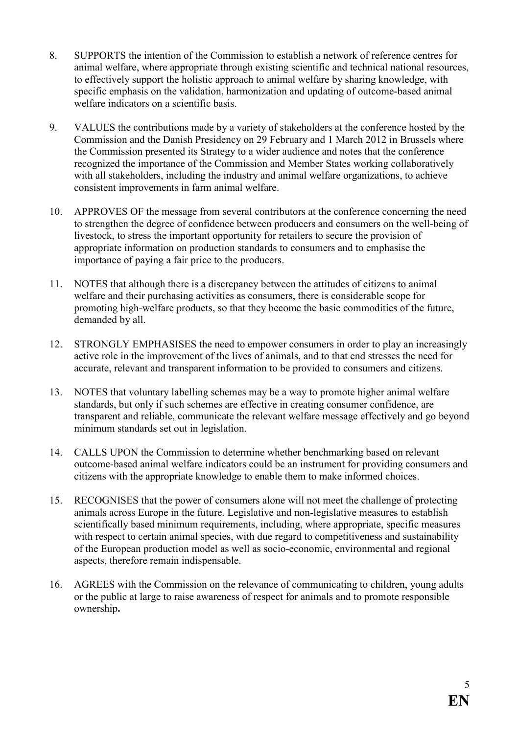8. SUPPORTS the intention of the Commission to establish a network of reference centres for animal welfare, where appropriate through existing scientific and technical national resources, to effectively support the holistic approach to animal welfare by sharing knowledge, with specific emphasis on the validation, harmonization and updating of outcome-based animal welfare indicators on a scientific basis.

9. VALUES the contributions made by a variety of stakeholders at the conference hosted by the Commission and the Danish Presidency on 29 February and 1 March 2012 in Brussels where the Commission presented its Strategy to a wider audience and notes that the conference recognized the importance of the Commission and Member States working collaboratively with all stakeholders, including the industry and animal welfare organizations, to achieve consistent improvements in farm animal welfare.

10. APPROVES OF the message from several contributors at the conference concerning the need to strengthen the degree of confidence between producers and consumers on the well-being of livestock, to stress the important opportunity for retailers to secure the provision of appropriate information on production standards to consumers and to emphasise the importance of paying a fair price to the producers.

11. NOTES that although there is a discrepancy between the attitudes of citizens to animal welfare and their purchasing activities as consumers, there is considerable scope for promoting high-welfare products, so that they become the basic commodities of the future, demanded by all.

12. STRONGLY EMPHASISES the need to empower consumers in order to play an increasingly active role in the improvement of the lives of animals, and to that end stresses the need for accurate, relevant and transparent information to be provided to consumers and citizens.

13. NOTES that voluntary labelling schemes may be a way to promote higher animal welfare standards, but only if such schemes are effective in creating consumer confidence, are transparent and reliable, communicate the relevant welfare message effectively and go beyond minimum standards set out in legislation.

14. CALLS UPON the Commission to determine whether benchmarking based on relevant outcome-based animal welfare indicators could be an instrument for providing consumers and citizens with the appropriate knowledge to enable them to make informed choices.

15. RECOGNISES that the power of consumers alone will not meet the challenge of protecting animals across Europe in the future. Legislative and non-legislative measures to establish scientifically based minimum requirements, including, where appropriate, specific measures with respect to certain animal species, with due regard to competitiveness and sustainability of the European production model as well as socio-economic, environmental and regional aspects, therefore remain indispensable.

16. AGREES with the Commission on the relevance of communicating to children, young adults or the public at large to raise awareness of respect for animals and to promote responsible ownership**.**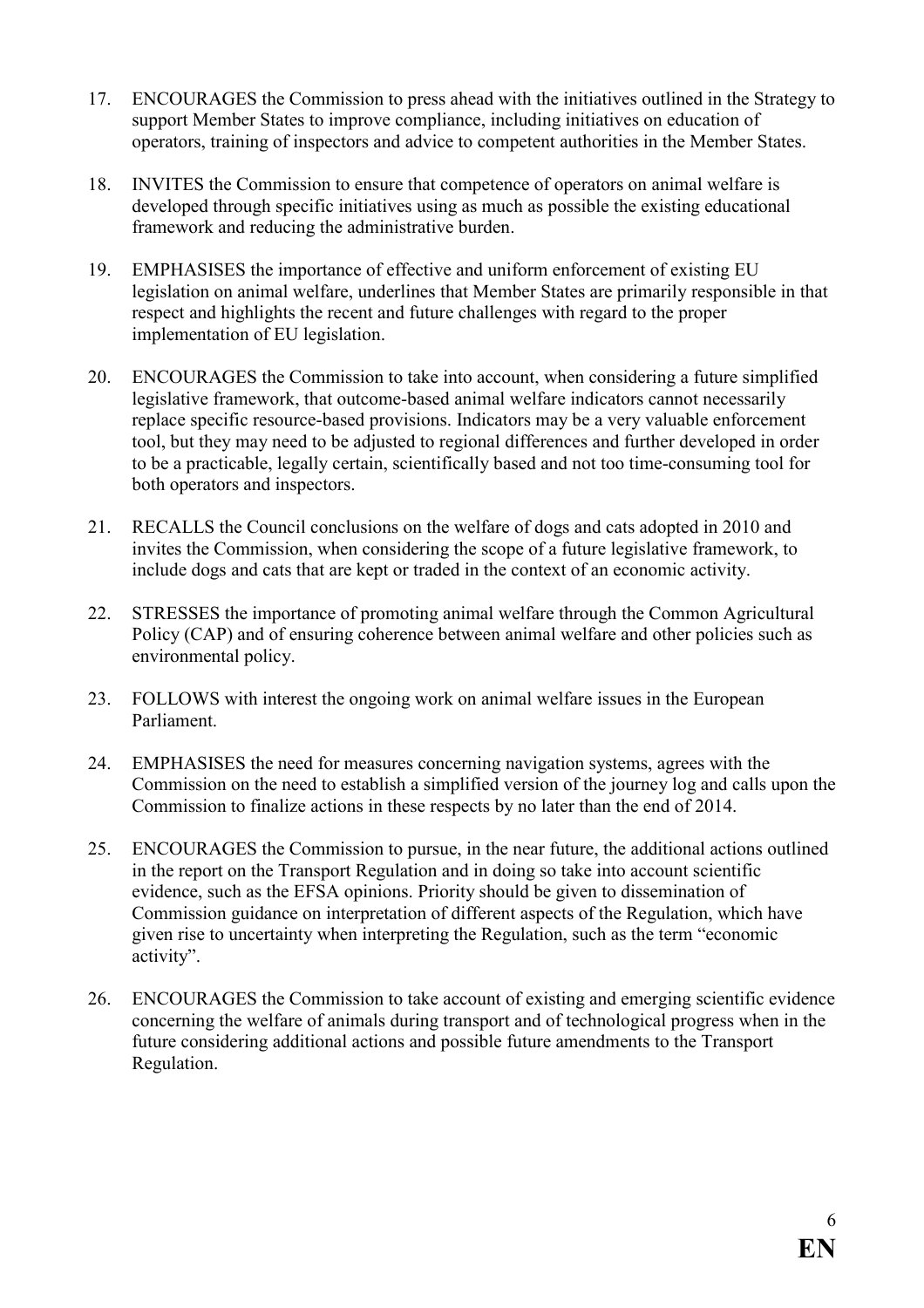17. ENCOURAGES the Commission to press ahead with the initiatives outlined in the Strategy to support Member States to improve compliance, including initiatives on education of operators, training of inspectors and advice to competent authorities in the Member States.

18. INVITES the Commission to ensure that competence of operators on animal welfare is developed through specific initiatives using as much as possible the existing educational framework and reducing the administrative burden.

19. EMPHASISES the importance of effective and uniform enforcement of existing EU legislation on animal welfare, underlines that Member States are primarily responsible in that respect and highlights the recent and future challenges with regard to the proper implementation of EU legislation.

20. ENCOURAGES the Commission to take into account, when considering a future simplified legislative framework, that outcome-based animal welfare indicators cannot necessarily replace specific resource-based provisions. Indicators may be a very valuable enforcement tool, but they may need to be adjusted to regional differences and further developed in order to be a practicable, legally certain, scientifically based and not too time-consuming tool for both operators and inspectors.

21. RECALLS the Council conclusions on the welfare of dogs and cats adopted in 2010 and invites the Commission, when considering the scope of a future legislative framework, to include dogs and cats that are kept or traded in the context of an economic activity.

22. STRESSES the importance of promoting animal welfare through the Common Agricultural Policy (CAP) and of ensuring coherence between animal welfare and other policies such as environmental policy.

23. FOLLOWS with interest the ongoing work on animal welfare issues in the European Parliament.

24. EMPHASISES the need for measures concerning navigation systems, agrees with the Commission on the need to establish a simplified version of the journey log and calls upon the Commission to finalize actions in these respects by no later than the end of 2014.

25. ENCOURAGES the Commission to pursue, in the near future, the additional actions outlined in the report on the Transport Regulation and in doing so take into account scientific evidence, such as the EFSA opinions. Priority should be given to dissemination of Commission guidance on interpretation of different aspects of the Regulation, which have given rise to uncertainty when interpreting the Regulation, such as the term "economic activity".

26. ENCOURAGES the Commission to take account of existing and emerging scientific evidence concerning the welfare of animals during transport and of technological progress when in the future considering additional actions and possible future amendments to the Transport Regulation.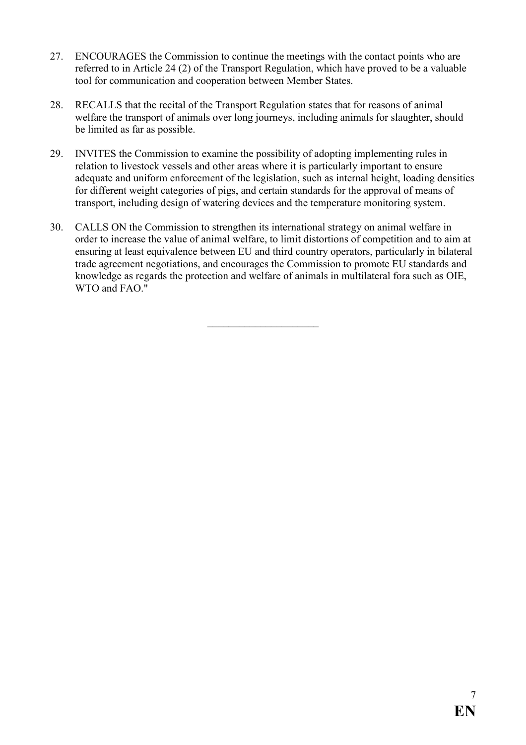27. ENCOURAGES the Commission to continue the meetings with the contact points who are referred to in Article 24 (2) of the Transport Regulation, which have proved to be a valuable tool for communication and cooperation between Member States.

28. RECALLS that the recital of the Transport Regulation states that for reasons of animal welfare the transport of animals over long journeys, including animals for slaughter, should be limited as far as possible.

29. INVITES the Commission to examine the possibility of adopting implementing rules in relation to livestock vessels and other areas where it is particularly important to ensure adequate and uniform enforcement of the legislation, such as internal height, loading densities for different weight categories of pigs, and certain standards for the approval of means of transport, including design of watering devices and the temperature monitoring system.

30. CALLS ON the Commission to strengthen its international strategy on animal welfare in order to increase the value of animal welfare, to limit distortions of competition and to aim at ensuring at least equivalence between EU and third country operators, particularly in bilateral trade agreement negotiations, and encourages the Commission to promote EU standards and knowledge as regards the protection and welfare of animals in multilateral fora such as OIE, WTO and FAO."

---